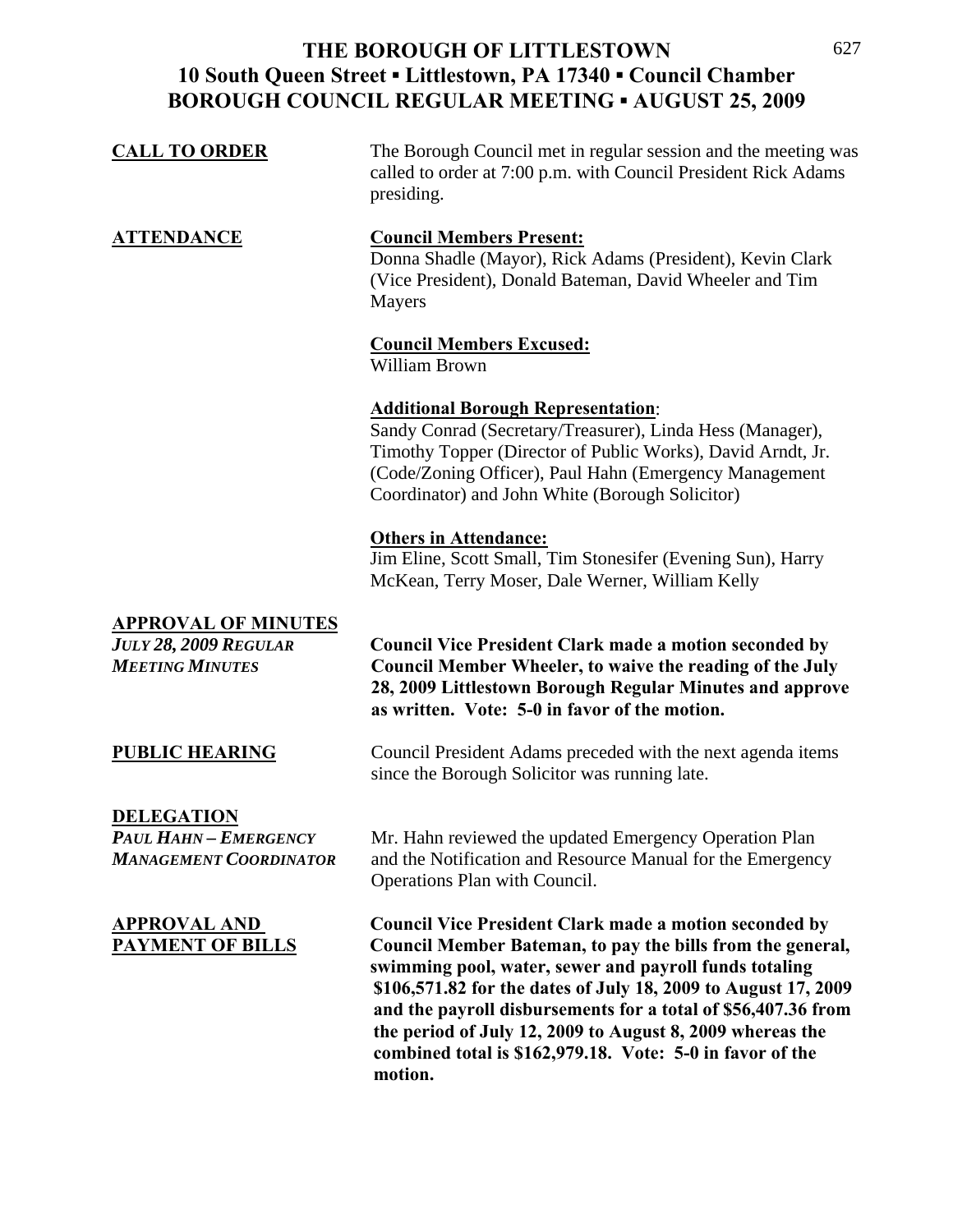# THE BOROUGH OF LITTLESTOWN
## 10 South Queen Street ▪ Littlestown, PA 17340 ▪ Council Chamber
## BOROUGH COUNCIL REGULAR MEETING ▪ AUGUST 25, 2009

**CALL TO ORDER**

The Borough Council met in regular session and the meeting was called to order at 7:00 p.m. with Council President Rick Adams presiding.

**ATTENDANCE**

**Council Members Present:**
Donna Shadle (Mayor), Rick Adams (President), Kevin Clark (Vice President), Donald Bateman, David Wheeler and Tim Mayers

**Council Members Excused:**
William Brown

**Additional Borough Representation**:
Sandy Conrad (Secretary/Treasurer), Linda Hess (Manager), Timothy Topper (Director of Public Works), David Arndt, Jr. (Code/Zoning Officer), Paul Hahn (Emergency Management Coordinator) and John White (Borough Solicitor)

**Others in Attendance:**
Jim Eline, Scott Small, Tim Stonesifer (Evening Sun), Harry McKean, Terry Moser, Dale Werner, William Kelly

**APPROVAL OF MINUTES**

*JULY 28, 2009 REGULAR MEETING MINUTES*

**Council Vice President Clark made a motion seconded by Council Member Wheeler, to waive the reading of the July 28, 2009 Littlestown Borough Regular Minutes and approve as written. Vote: 5-0 in favor of the motion.**

**PUBLIC HEARING**

Council President Adams preceded with the next agenda items since the Borough Solicitor was running late.

**DELEGATION**

*PAUL HAHN – EMERGENCY MANAGEMENT COORDINATOR*

Mr. Hahn reviewed the updated Emergency Operation Plan and the Notification and Resource Manual for the Emergency Operations Plan with Council.

**APPROVAL AND PAYMENT OF BILLS**

**Council Vice President Clark made a motion seconded by Council Member Bateman, to pay the bills from the general, swimming pool, water, sewer and payroll funds totaling $106,571.82 for the dates of July 18, 2009 to August 17, 2009 and the payroll disbursements for a total of $56,407.36 from the period of July 12, 2009 to August 8, 2009 whereas the combined total is $162,979.18. Vote: 5-0 in favor of the motion.**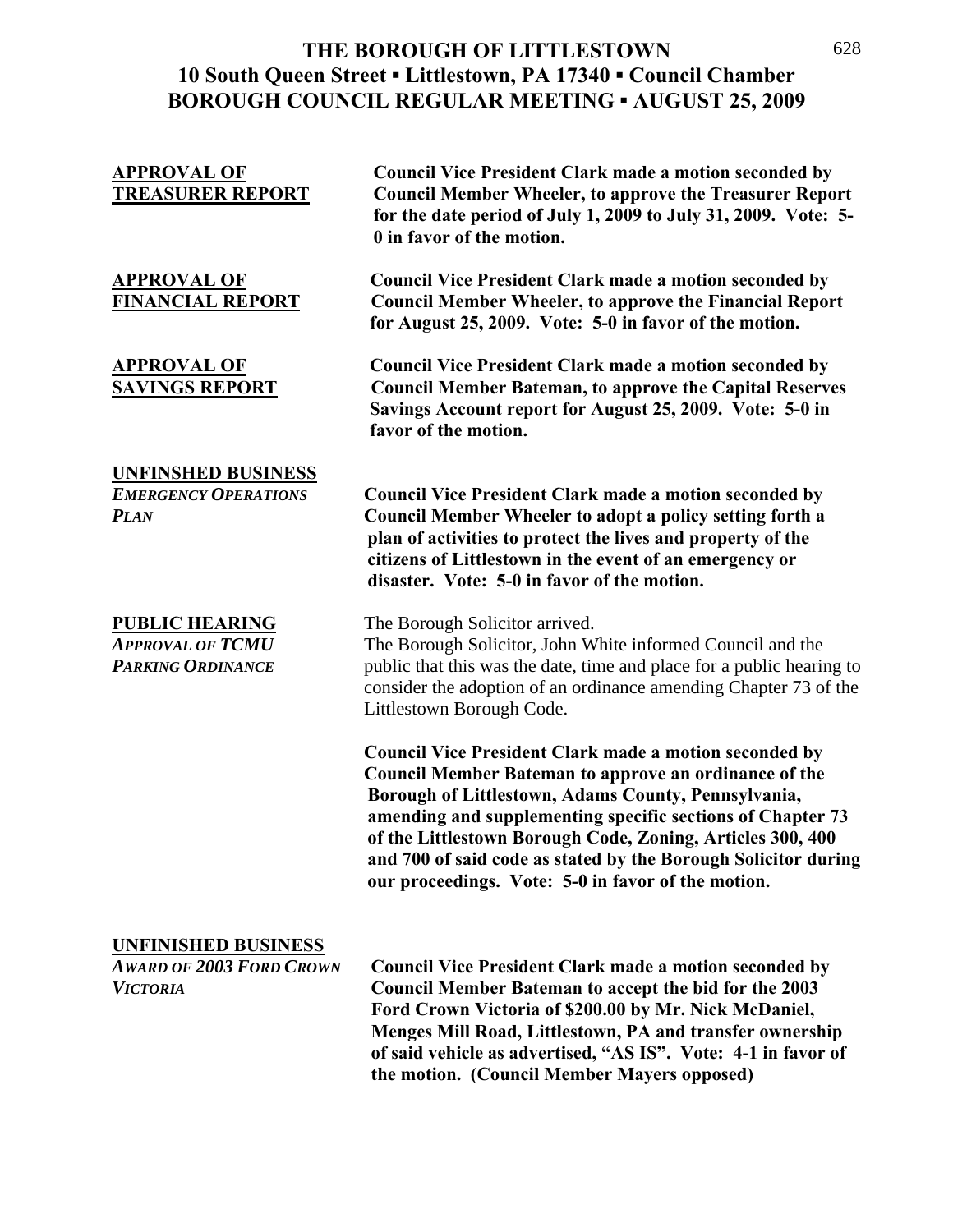# THE BOROUGH OF LITTLESTOWN
## 10 South Queen Street ▪ Littlestown, PA 17340 ▪ Council Chamber
## BOROUGH COUNCIL REGULAR MEETING ▪ AUGUST 25, 2009

**APPROVAL OF TREASURER REPORT**

**Council Vice President Clark made a motion seconded by Council Member Wheeler, to approve the Treasurer Report for the date period of July 1, 2009 to July 31, 2009. Vote: 5-0 in favor of the motion.**

**APPROVAL OF FINANCIAL REPORT**

**Council Vice President Clark made a motion seconded by Council Member Wheeler, to approve the Financial Report for August 25, 2009. Vote: 5-0 in favor of the motion.**

**APPROVAL OF SAVINGS REPORT**

**Council Vice President Clark made a motion seconded by Council Member Bateman, to approve the Capital Reserves Savings Account report for August 25, 2009. Vote: 5-0 in favor of the motion.**

**UNFINSHED BUSINESS**

***EMERGENCY OPERATIONS PLAN***

**Council Vice President Clark made a motion seconded by Council Member Wheeler to adopt a policy setting forth a plan of activities to protect the lives and property of the citizens of Littlestown in the event of an emergency or disaster. Vote: 5-0 in favor of the motion.**

**PUBLIC HEARING**

***APPROVAL OF TCMU PARKING ORDINANCE***

The Borough Solicitor arrived.

The Borough Solicitor, John White informed Council and the public that this was the date, time and place for a public hearing to consider the adoption of an ordinance amending Chapter 73 of the Littlestown Borough Code.

**Council Vice President Clark made a motion seconded by Council Member Bateman to approve an ordinance of the Borough of Littlestown, Adams County, Pennsylvania, amending and supplementing specific sections of Chapter 73 of the Littlestown Borough Code, Zoning, Articles 300, 400 and 700 of said code as stated by the Borough Solicitor during our proceedings. Vote: 5-0 in favor of the motion.**

**UNFINISHED BUSINESS**

***AWARD OF 2003 FORD CROWN VICTORIA***

**Council Vice President Clark made a motion seconded by Council Member Bateman to accept the bid for the 2003 Ford Crown Victoria of $200.00 by Mr. Nick McDaniel, Menges Mill Road, Littlestown, PA and transfer ownership of said vehicle as advertised, "AS IS". Vote: 4-1 in favor of the motion. (Council Member Mayers opposed)**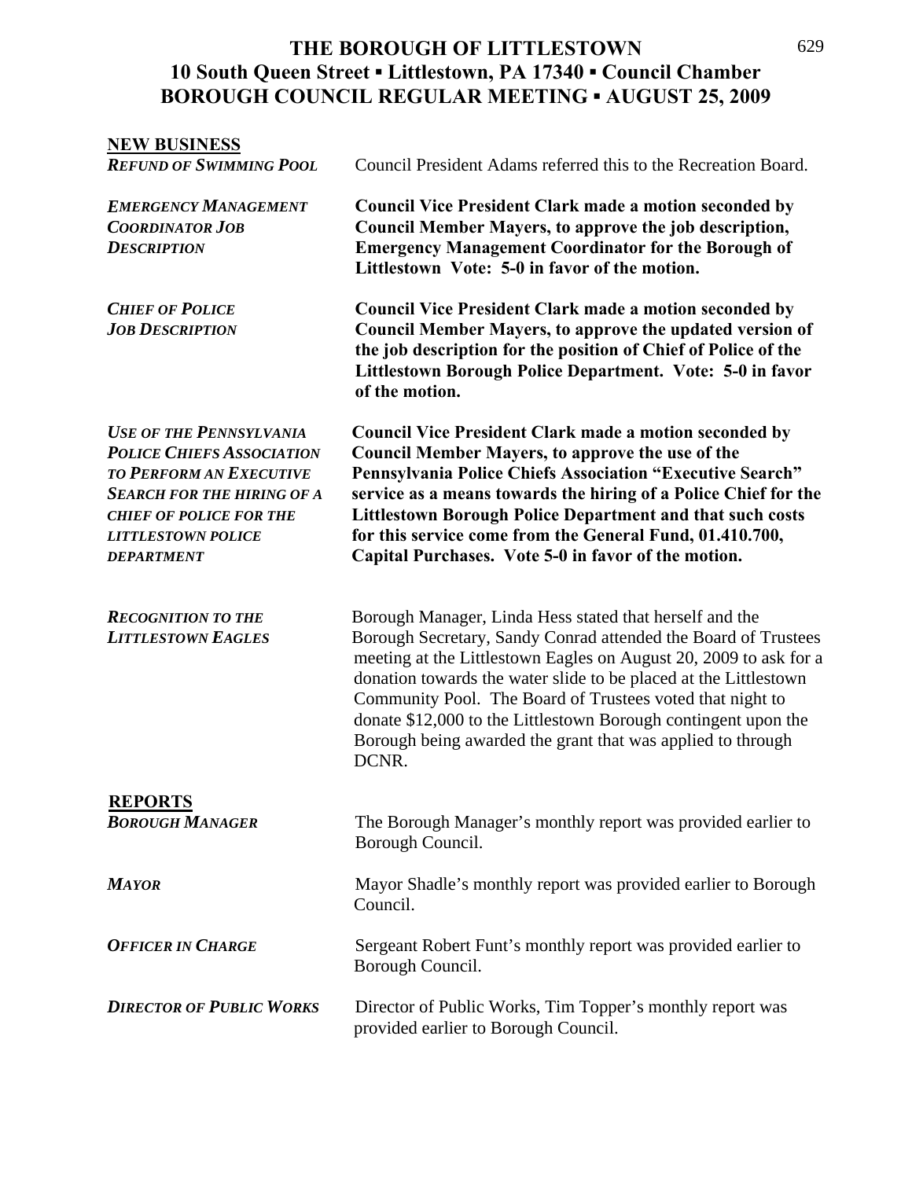# THE BOROUGH OF LITTLESTOWN
## 10 South Queen Street ▪ Littlestown, PA 17340 ▪ Council Chamber
## BOROUGH COUNCIL REGULAR MEETING ▪ AUGUST 25, 2009

**NEW BUSINESS**

***REFUND OF SWIMMING POOL*** — Council President Adams referred this to the Recreation Board.

***EMERGENCY MANAGEMENT COORDINATOR JOB DESCRIPTION*** — **Council Vice President Clark made a motion seconded by Council Member Mayers, to approve the job description, Emergency Management Coordinator for the Borough of Littlestown Vote: 5-0 in favor of the motion.**

***CHIEF OF POLICE JOB DESCRIPTION*** — **Council Vice President Clark made a motion seconded by Council Member Mayers, to approve the updated version of the job description for the position of Chief of Police of the Littlestown Borough Police Department. Vote: 5-0 in favor of the motion.**

***USE OF THE PENNSYLVANIA POLICE CHIEFS ASSOCIATION TO PERFORM AN EXECUTIVE SEARCH FOR THE HIRING OF A CHIEF OF POLICE FOR THE LITTLESTOWN POLICE DEPARTMENT*** — **Council Vice President Clark made a motion seconded by Council Member Mayers, to approve the use of the Pennsylvania Police Chiefs Association "Executive Search" service as a means towards the hiring of a Police Chief for the Littlestown Borough Police Department and that such costs for this service come from the General Fund, 01.410.700, Capital Purchases. Vote 5-0 in favor of the motion.**

***RECOGNITION TO THE LITTLESTOWN EAGLES*** — Borough Manager, Linda Hess stated that herself and the Borough Secretary, Sandy Conrad attended the Board of Trustees meeting at the Littlestown Eagles on August 20, 2009 to ask for a donation towards the water slide to be placed at the Littlestown Community Pool. The Board of Trustees voted that night to donate $12,000 to the Littlestown Borough contingent upon the Borough being awarded the grant that was applied to through DCNR.

**REPORTS**

***BOROUGH MANAGER*** — The Borough Manager's monthly report was provided earlier to Borough Council.

***MAYOR*** — Mayor Shadle's monthly report was provided earlier to Borough Council.

***OFFICER IN CHARGE*** — Sergeant Robert Funt's monthly report was provided earlier to Borough Council.

***DIRECTOR OF PUBLIC WORKS*** — Director of Public Works, Tim Topper's monthly report was provided earlier to Borough Council.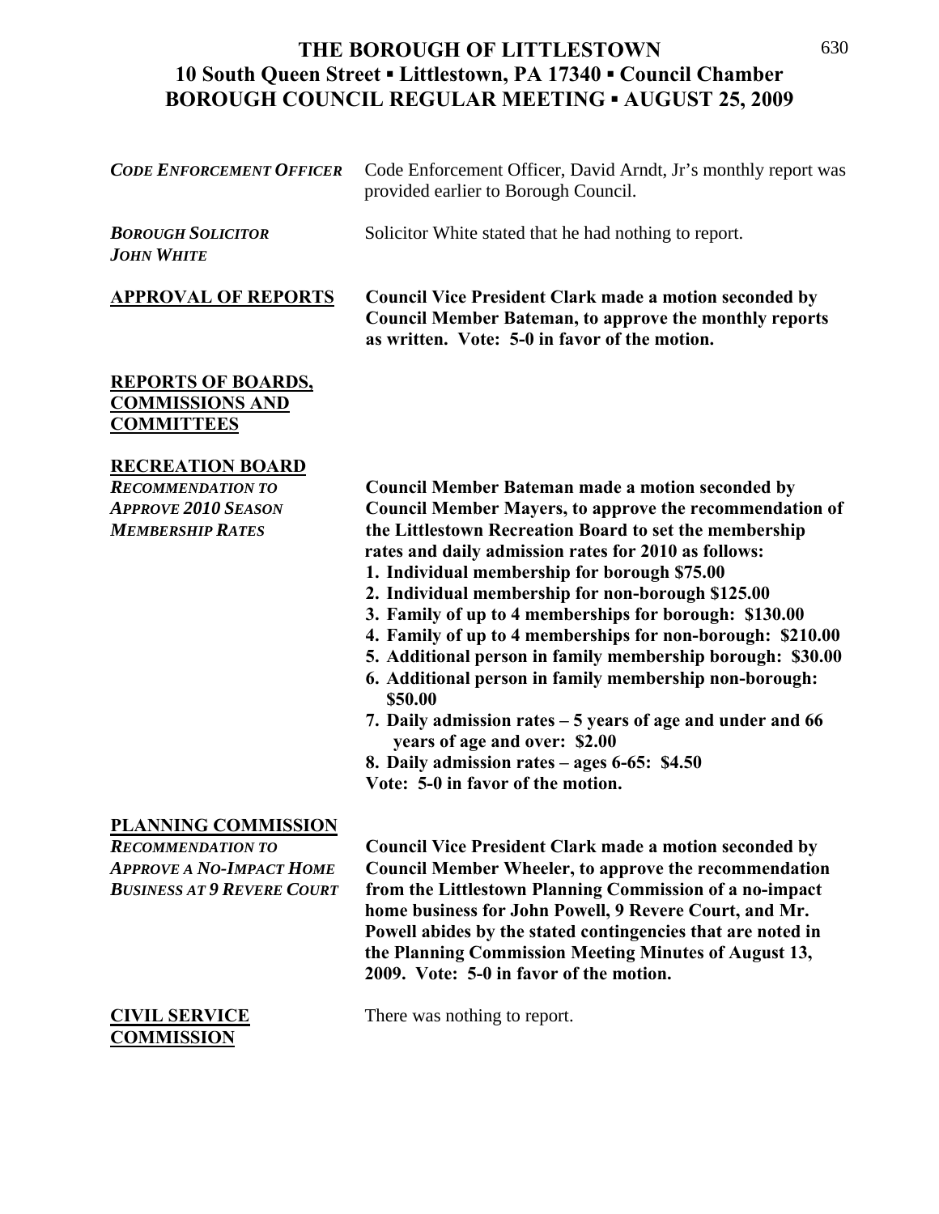# THE BOROUGH OF LITTLESTOWN
## 10 South Queen Street ▪ Littlestown, PA 17340 ▪ Council Chamber
## BOROUGH COUNCIL REGULAR MEETING ▪ AUGUST 25, 2009

***CODE ENFORCEMENT OFFICER*** Code Enforcement Officer, David Arndt, Jr's monthly report was provided earlier to Borough Council.

***BOROUGH SOLICITOR JOHN WHITE*** Solicitor White stated that he had nothing to report.

**APPROVAL OF REPORTS** **Council Vice President Clark made a motion seconded by Council Member Bateman, to approve the monthly reports as written. Vote: 5-0 in favor of the motion.**

**REPORTS OF BOARDS, COMMISSIONS AND COMMITTEES**

**RECREATION BOARD**

***RECOMMENDATION TO APPROVE 2010 SEASON MEMBERSHIP RATES***

**Council Member Bateman made a motion seconded by Council Member Mayers, to approve the recommendation of the Littlestown Recreation Board to set the membership rates and daily admission rates for 2010 as follows:**

1. **Individual membership for borough $75.00**
2. **Individual membership for non-borough $125.00**
3. **Family of up to 4 memberships for borough: $130.00**
4. **Family of up to 4 memberships for non-borough: $210.00**
5. **Additional person in family membership borough: $30.00**
6. **Additional person in family membership non-borough: $50.00**
7. **Daily admission rates – 5 years of age and under and 66 years of age and over: $2.00**
8. **Daily admission rates – ages 6-65: $4.50**

**Vote: 5-0 in favor of the motion.**

**PLANNING COMMISSION**

***RECOMMENDATION TO APPROVE A NO-IMPACT HOME BUSINESS AT 9 REVERE COURT***

**Council Vice President Clark made a motion seconded by Council Member Wheeler, to approve the recommendation from the Littlestown Planning Commission of a no-impact home business for John Powell, 9 Revere Court, and Mr. Powell abides by the stated contingencies that are noted in the Planning Commission Meeting Minutes of August 13, 2009. Vote: 5-0 in favor of the motion.**

**CIVIL SERVICE COMMISSION** There was nothing to report.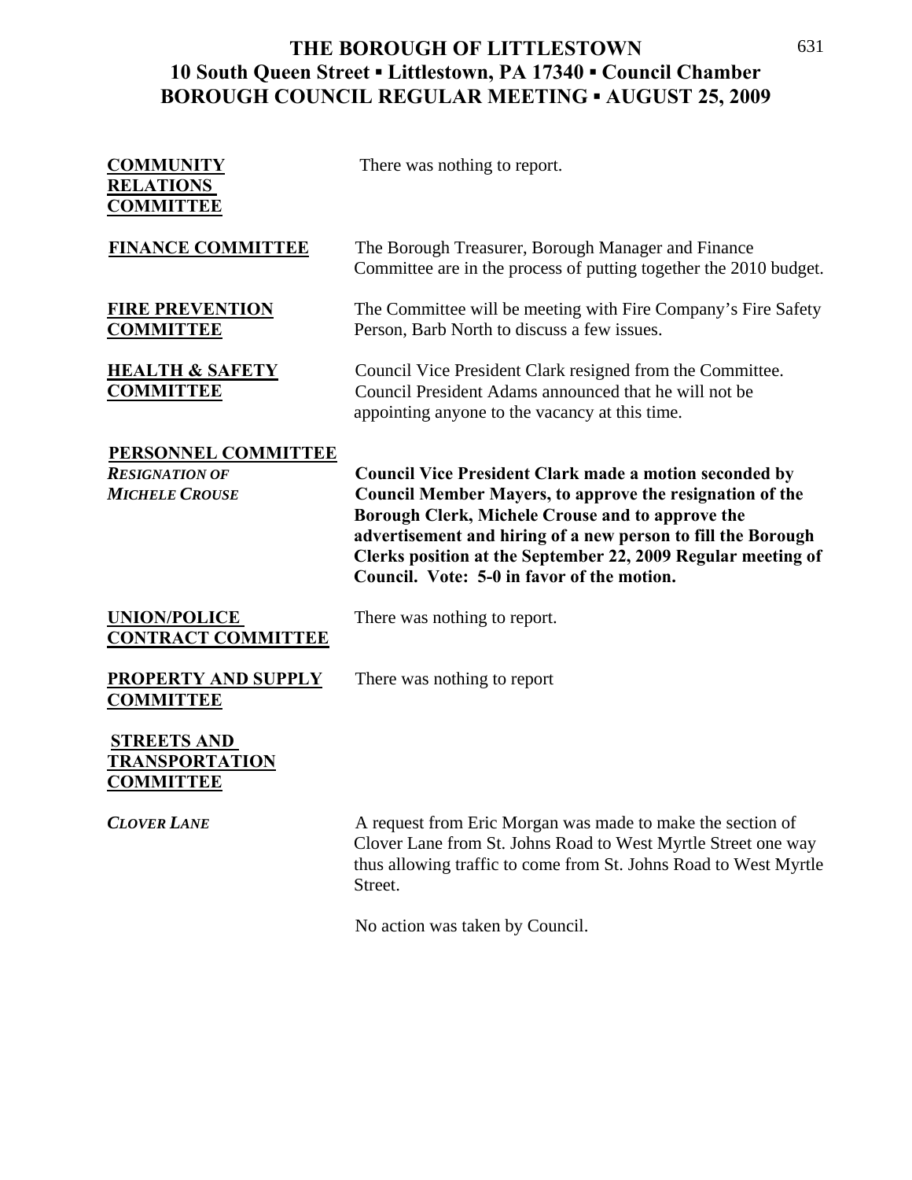# THE BOROUGH OF LITTLESTOWN
## 10 South Queen Street ▪ Littlestown, PA 17340 ▪ Council Chamber
## BOROUGH COUNCIL REGULAR MEETING ▪ AUGUST 25, 2009

**COMMUNITY RELATIONS COMMITTEE**

There was nothing to report.

**FINANCE COMMITTEE**

The Borough Treasurer, Borough Manager and Finance Committee are in the process of putting together the 2010 budget.

**FIRE PREVENTION COMMITTEE**

The Committee will be meeting with Fire Company's Fire Safety Person, Barb North to discuss a few issues.

**HEALTH & SAFETY COMMITTEE**

Council Vice President Clark resigned from the Committee. Council President Adams announced that he will not be appointing anyone to the vacancy at this time.

**PERSONNEL COMMITTEE**

***RESIGNATION OF MICHELE CROUSE***

**Council Vice President Clark made a motion seconded by Council Member Mayers, to approve the resignation of the Borough Clerk, Michele Crouse and to approve the advertisement and hiring of a new person to fill the Borough Clerks position at the September 22, 2009 Regular meeting of Council. Vote: 5-0 in favor of the motion.**

**UNION/POLICE CONTRACT COMMITTEE**

There was nothing to report.

**PROPERTY AND SUPPLY COMMITTEE**

There was nothing to report

**STREETS AND TRANSPORTATION COMMITTEE**

***CLOVER LANE***

A request from Eric Morgan was made to make the section of Clover Lane from St. Johns Road to West Myrtle Street one way thus allowing traffic to come from St. Johns Road to West Myrtle Street.

No action was taken by Council.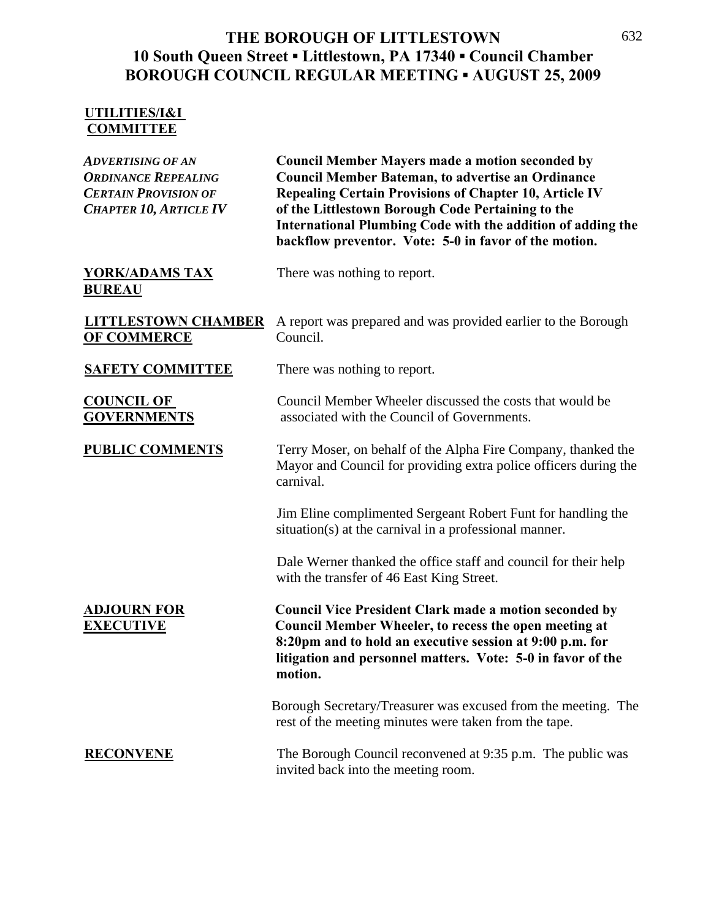# THE BOROUGH OF LITTLESTOWN
## 10 South Queen Street ▪ Littlestown, PA 17340 ▪ Council Chamber
## BOROUGH COUNCIL REGULAR MEETING ▪ AUGUST 25, 2009

**UTILITIES/I&I COMMITTEE**

*ADVERTISING OF AN ORDINANCE REPEALING CERTAIN PROVISION OF CHAPTER 10, ARTICLE IV*

**Council Member Mayers made a motion seconded by Council Member Bateman, to advertise an Ordinance Repealing Certain Provisions of Chapter 10, Article IV of the Littlestown Borough Code Pertaining to the International Plumbing Code with the addition of adding the backflow preventor. Vote: 5-0 in favor of the motion.**

**YORK/ADAMS TAX BUREAU**

There was nothing to report.

**LITTLESTOWN CHAMBER OF COMMERCE**

A report was prepared and was provided earlier to the Borough Council.

**SAFETY COMMITTEE**

There was nothing to report.

**COUNCIL OF GOVERNMENTS**

Council Member Wheeler discussed the costs that would be associated with the Council of Governments.

**PUBLIC COMMENTS**

Terry Moser, on behalf of the Alpha Fire Company, thanked the Mayor and Council for providing extra police officers during the carnival.

Jim Eline complimented Sergeant Robert Funt for handling the situation(s) at the carnival in a professional manner.

Dale Werner thanked the office staff and council for their help with the transfer of 46 East King Street.

**ADJOURN FOR EXECUTIVE**

**Council Vice President Clark made a motion seconded by Council Member Wheeler, to recess the open meeting at 8:20pm and to hold an executive session at 9:00 p.m. for litigation and personnel matters. Vote: 5-0 in favor of the motion.**

Borough Secretary/Treasurer was excused from the meeting. The rest of the meeting minutes were taken from the tape.

**RECONVENE**

The Borough Council reconvened at 9:35 p.m. The public was invited back into the meeting room.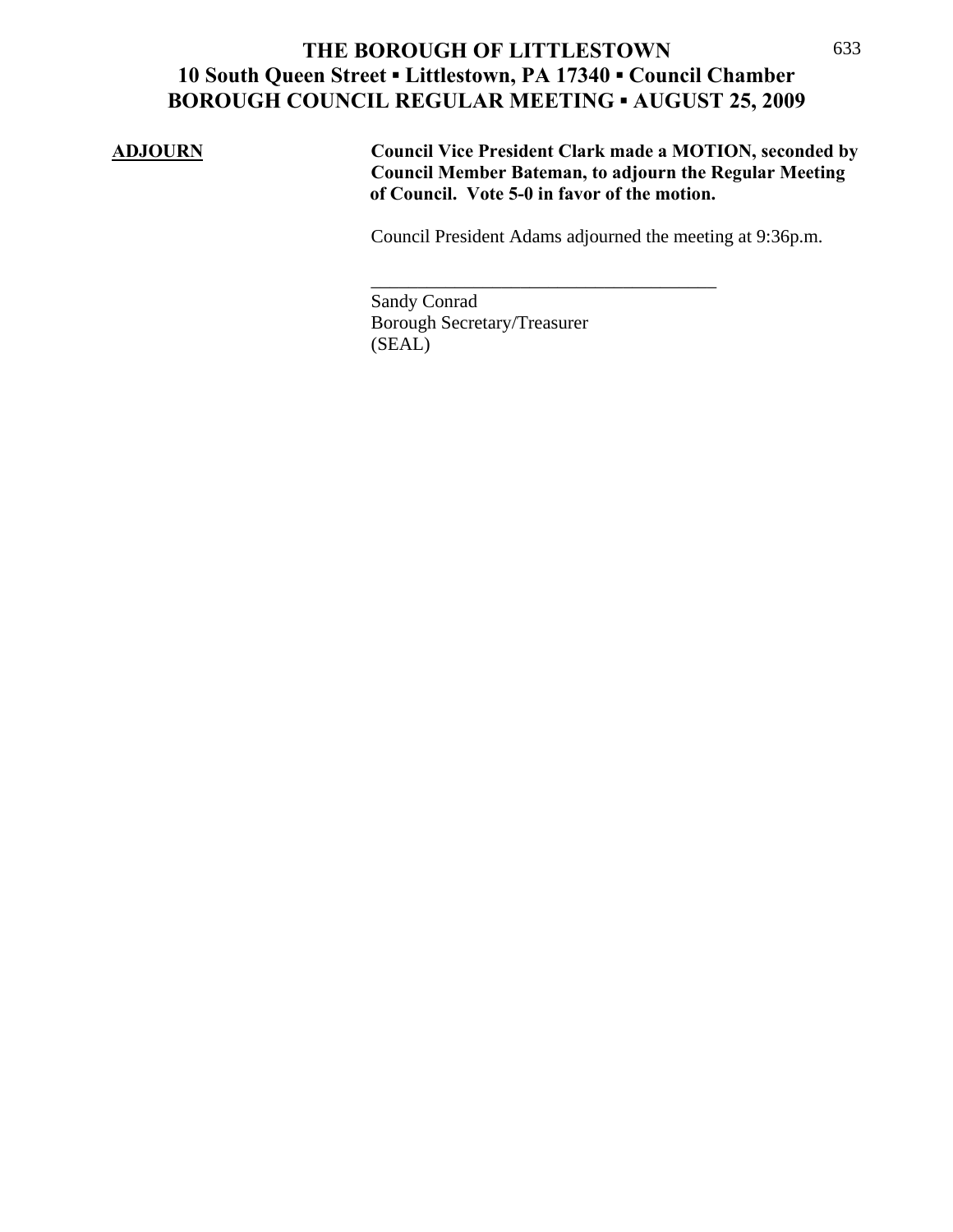**ADJOURN**

**Council Vice President Clark made a MOTION, seconded by Council Member Bateman, to adjourn the Regular Meeting of Council. Vote 5-0 in favor of the motion.**

Council President Adams adjourned the meeting at 9:36p.m.

\_\_\_\_\_\_\_\_\_\_\_\_\_\_\_\_\_\_\_\_\_\_\_\_\_\_\_\_\_\_\_\_\_\_\_\_\_\_

Sandy Conrad
Borough Secretary/Treasurer
(SEAL)